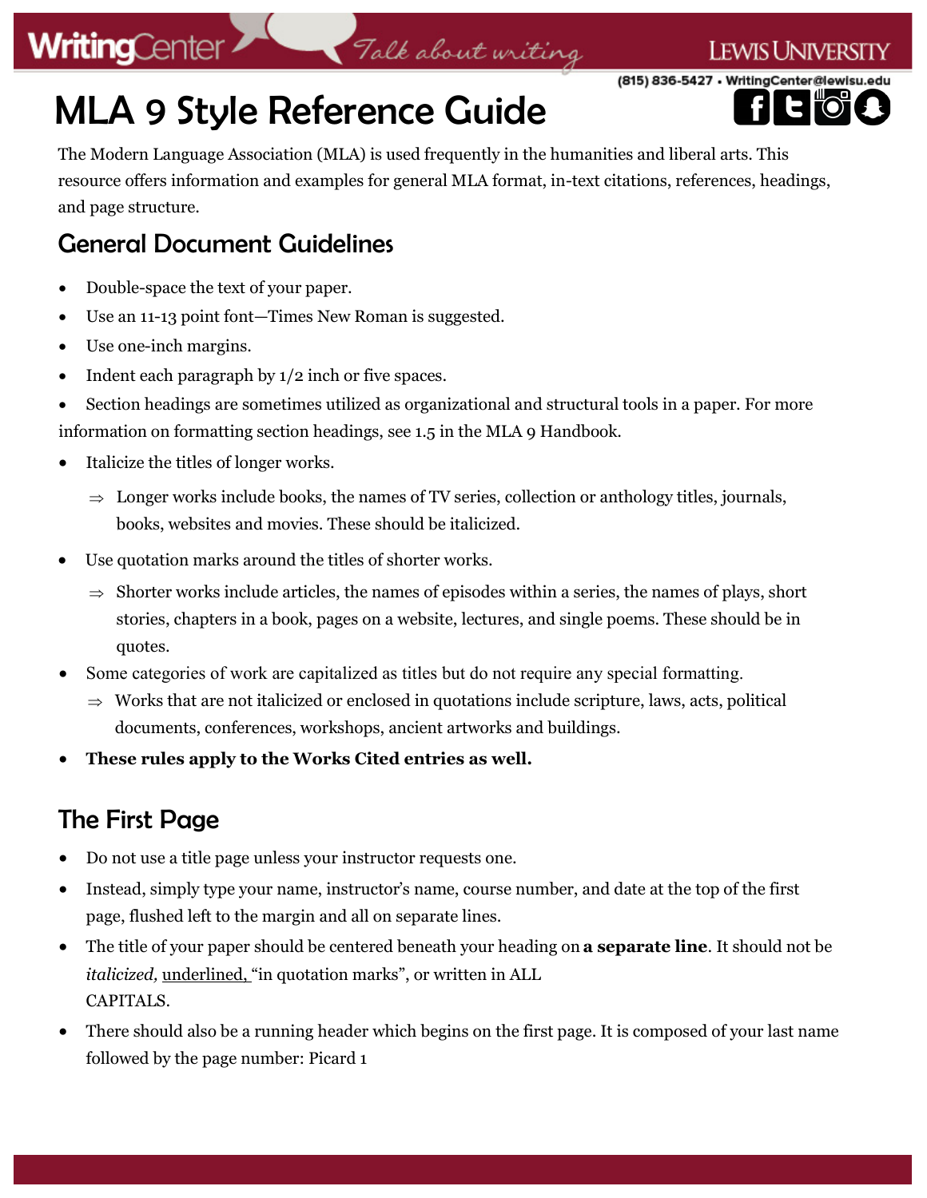# MLA 9 Style Reference Guide

The Modern Language Association (MLA) is used frequently in the humanities and liberal arts. This resource offers information and examples for general MLA format, in-text citations, references, headings, and page structure.

## General Document Guidelines

- Double-space the text of your paper.
- Use an 11-13 point font—Times New Roman is suggested.
- Use one-inch margins.
- Indent each paragraph by 1/2 inch or five spaces.
- Section headings are sometimes utilized as organizational and structural tools in a paper. For more information on formatting section headings, see 1.5 in the MLA 9 Handbook.
- Italicize the titles of longer works.
    - ⇒ Longer works include books, the names of TV series, collection or anthology titles, journals, books, websites and movies. These should be italicized.
- Use quotation marks around the titles of shorter works.
    - ⇒ Shorter works include articles, the names of episodes within a series, the names of plays, short stories, chapters in a book, pages on a website, lectures, and single poems. These should be in quotes.
- Some categories of work are capitalized as titles but do not require any special formatting.
    - ⇒ Works that are not italicized or enclosed in quotations include scripture, laws, acts, political documents, conferences, workshops, ancient artworks and buildings.
- **These rules apply to the Works Cited entries as well.**

## The First Page

- Do not use a title page unless your instructor requests one.
- Instead, simply type your name, instructor's name, course number, and date at the top of the first page, flushed left to the margin and all on separate lines.
- The title of your paper should be centered beneath your heading on **a separate line**. It should not be *italicized,* <u>underlined,</u> "in quotation marks", or written in ALL CAPITALS.
- There should also be a running header which begins on the first page. It is composed of your last name followed by the page number: Picard 1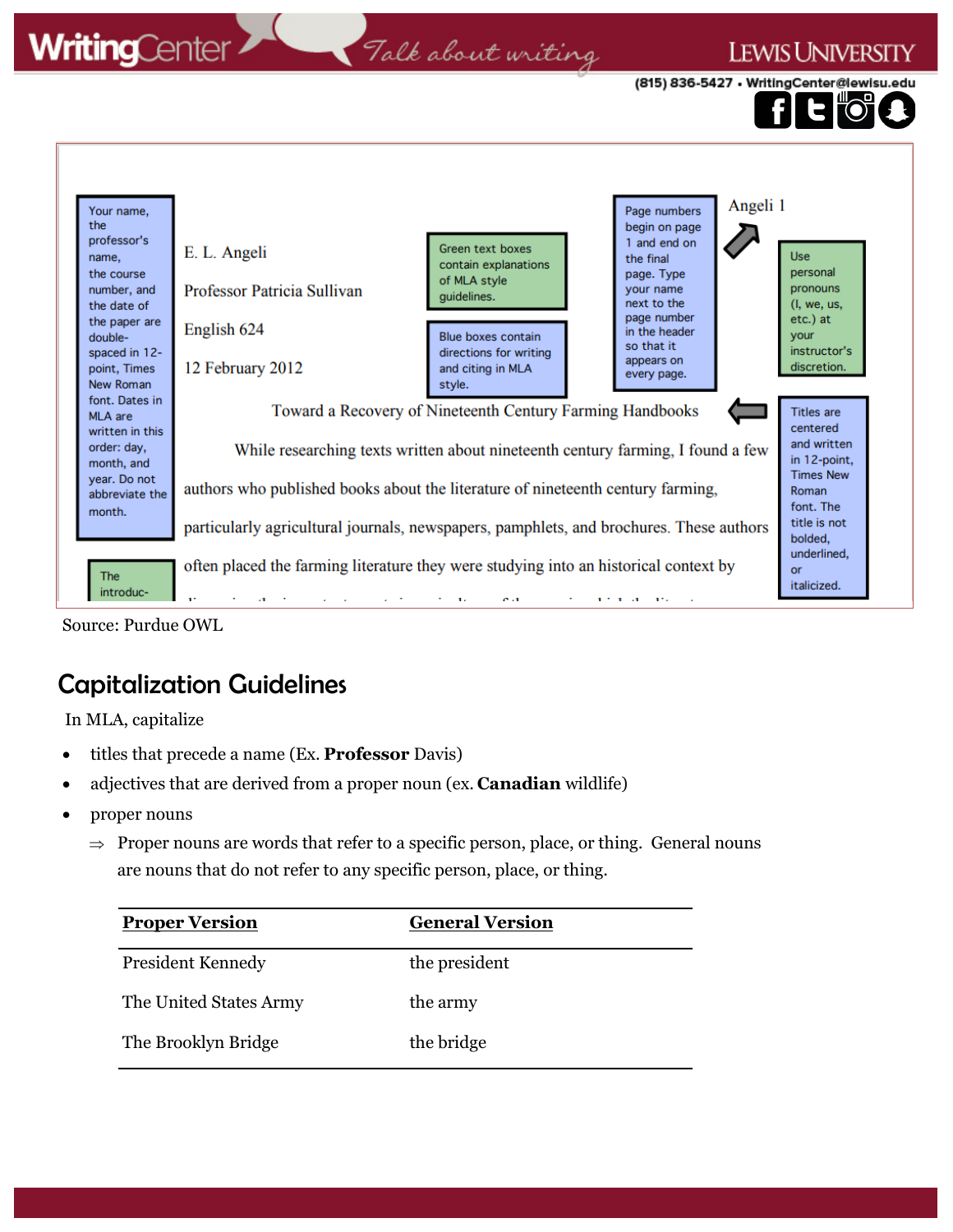Your name, the professor's name, the course number, and the date of the paper are double-spaced in 12-point, Times New Roman font. Dates in MLA are written in this order: day, month, and year. Do not abbreviate the month.

Green text boxes contain explanations of MLA style guidelines.

Blue boxes contain directions for writing and citing in MLA style.

Page numbers begin on page 1 and end on the final page. Type your name next to the page number in the header so that it appears on every page.

Angeli 1

Use personal pronouns (I, we, us, etc.) at your instructor's discretion.

E. L. Angeli

Professor Patricia Sullivan

English 624

12 February 2012

Toward a Recovery of Nineteenth Century Farming Handbooks

Titles are centered and written in 12-point, Times New Roman font. The title is not bolded, underlined, or italicized.

While researching texts written about nineteenth century farming, I found a few authors who published books about the literature of nineteenth century farming, particularly agricultural journals, newspapers, pamphlets, and brochures. These authors often placed the farming literature they were studying into an historical context by

The introduc-

Source: Purdue OWL

## Capitalization Guidelines

In MLA, capitalize

- titles that precede a name (Ex. **Professor** Davis)
- adjectives that are derived from a proper noun (ex. **Canadian** wildlife)
- proper nouns
  - ⇒ Proper nouns are words that refer to a specific person, place, or thing. General nouns are nouns that do not refer to any specific person, place, or thing.

| **Proper Version** | **General Version** |
|---|---|
| President Kennedy | the president |
| The United States Army | the army |
| The Brooklyn Bridge | the bridge |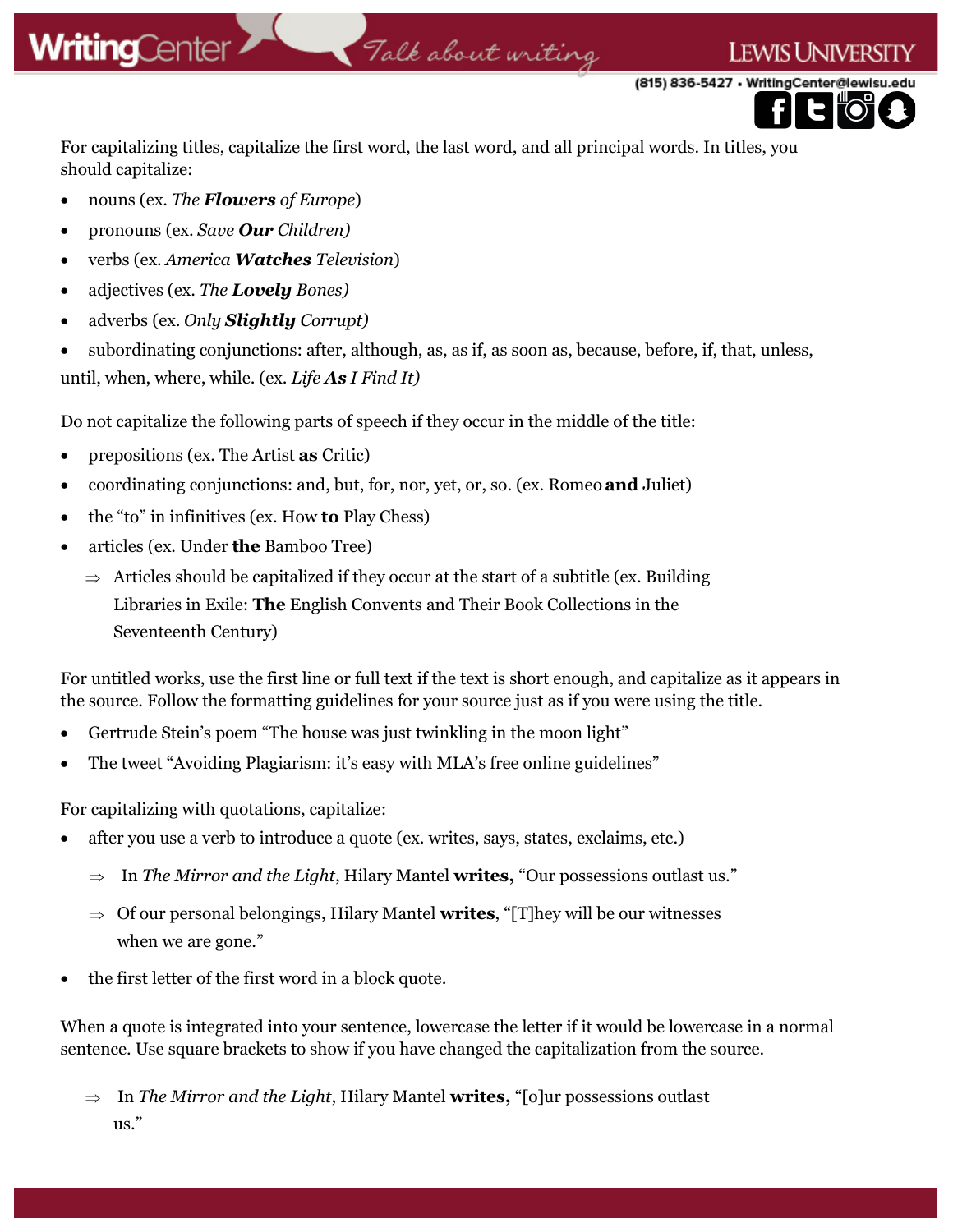For capitalizing titles, capitalize the first word, the last word, and all principal words. In titles, you should capitalize:

- nouns (ex. *The* ***Flowers*** *of Europe*)
- pronouns (ex. *Save* ***Our*** *Children)*
- verbs (ex. *America* ***Watches*** *Television*)
- adjectives (ex. *The* ***Lovely*** *Bones)*
- adverbs (ex. *Only* ***Slightly*** *Corrupt)*
- subordinating conjunctions: after, although, as, as if, as soon as, because, before, if, that, unless, until, when, where, while. (ex. *Life* ***As*** *I Find It)*

Do not capitalize the following parts of speech if they occur in the middle of the title:

- prepositions (ex. The Artist **as** Critic)
- coordinating conjunctions: and, but, for, nor, yet, or, so. (ex. Romeo **and** Juliet)
- the "to" in infinitives (ex. How **to** Play Chess)
- articles (ex. Under **the** Bamboo Tree)
  - ⇒ Articles should be capitalized if they occur at the start of a subtitle (ex. Building Libraries in Exile: **The** English Convents and Their Book Collections in the Seventeenth Century)

For untitled works, use the first line or full text if the text is short enough, and capitalize as it appears in the source. Follow the formatting guidelines for your source just as if you were using the title.

- Gertrude Stein's poem "The house was just twinkling in the moon light"
- The tweet "Avoiding Plagiarism: it's easy with MLA's free online guidelines"

For capitalizing with quotations, capitalize:

- after you use a verb to introduce a quote (ex. writes, says, states, exclaims, etc.)
  - ⇒ In *The Mirror and the Light*, Hilary Mantel **writes,** "Our possessions outlast us."
  - ⇒ Of our personal belongings, Hilary Mantel **writes**, "[T]hey will be our witnesses when we are gone."
- the first letter of the first word in a block quote.

When a quote is integrated into your sentence, lowercase the letter if it would be lowercase in a normal sentence. Use square brackets to show if you have changed the capitalization from the source.

- ⇒ In *The Mirror and the Light*, Hilary Mantel **writes,** "[o]ur possessions outlast us."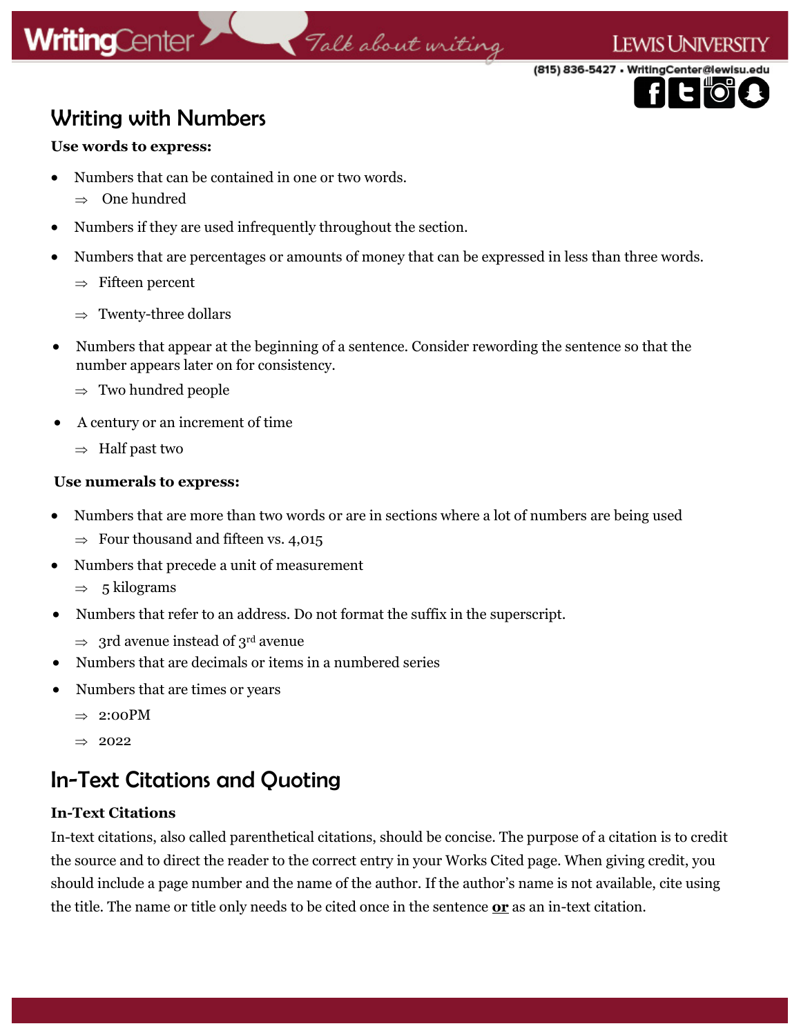## Writing with Numbers

**Use words to express:**

- Numbers that can be contained in one or two words.
  - ⇒ One hundred
- Numbers if they are used infrequently throughout the section.
- Numbers that are percentages or amounts of money that can be expressed in less than three words.
  - ⇒ Fifteen percent
  - ⇒ Twenty-three dollars
- Numbers that appear at the beginning of a sentence. Consider rewording the sentence so that the number appears later on for consistency.
  - ⇒ Two hundred people
- A century or an increment of time
  - ⇒ Half past two

**Use numerals to express:**

- Numbers that are more than two words or are in sections where a lot of numbers are being used
  - ⇒ Four thousand and fifteen vs. 4,015
- Numbers that precede a unit of measurement
  - ⇒ 5 kilograms
- Numbers that refer to an address. Do not format the suffix in the superscript.
  - ⇒ 3rd avenue instead of 3$^{rd}$ avenue
- Numbers that are decimals or items in a numbered series
- Numbers that are times or years
  - ⇒ 2:00PM
  - ⇒ 2022

## In-Text Citations and Quoting

**In-Text Citations**

In-text citations, also called parenthetical citations, should be concise. The purpose of a citation is to credit the source and to direct the reader to the correct entry in your Works Cited page. When giving credit, you should include a page number and the name of the author. If the author's name is not available, cite using the title. The name or title only needs to be cited once in the sentence **or** as an in-text citation.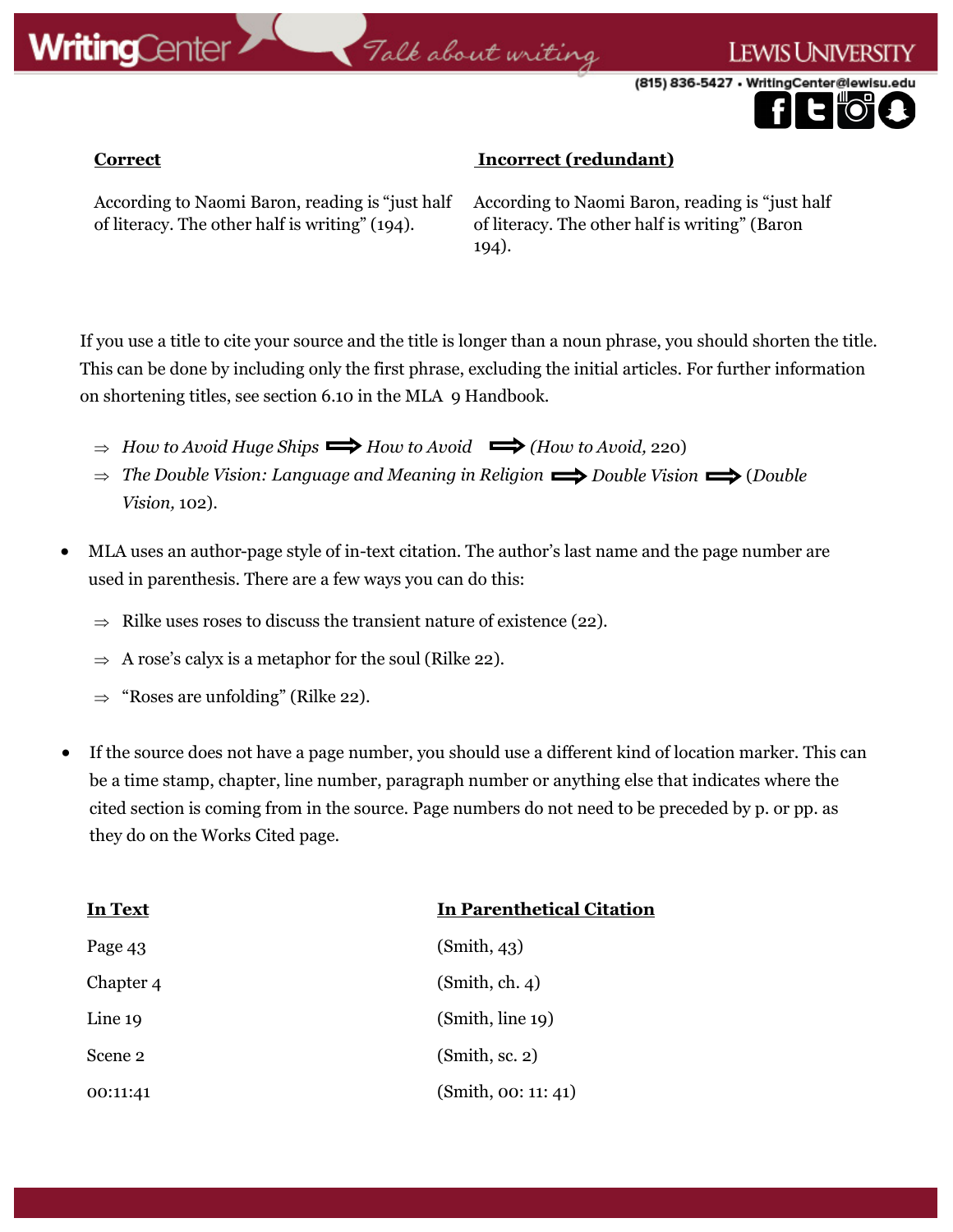| **Correct** | **Incorrect (redundant)** |
|---|---|
| According to Naomi Baron, reading is "just half of literacy. The other half is writing" (194). | According to Naomi Baron, reading is "just half of literacy. The other half is writing" (Baron 194). |

If you use a title to cite your source and the title is longer than a noun phrase, you should shorten the title. This can be done by including only the first phrase, excluding the initial articles. For further information on shortening titles, see section 6.10 in the MLA 9 Handbook.

- ⇒ *How to Avoid Huge Ships* ⟹ *How to Avoid* ⟹ (*How to Avoid,* 220)
- ⇒ *The Double Vision: Language and Meaning in Religion* ⟹ *Double Vision* ⟹ (*Double Vision,* 102).

- MLA uses an author-page style of in-text citation. The author's last name and the page number are used in parenthesis. There are a few ways you can do this:
  - ⇒ Rilke uses roses to discuss the transient nature of existence (22).
  - ⇒ A rose's calyx is a metaphor for the soul (Rilke 22).
  - ⇒ "Roses are unfolding" (Rilke 22).

- If the source does not have a page number, you should use a different kind of location marker. This can be a time stamp, chapter, line number, paragraph number or anything else that indicates where the cited section is coming from in the source. Page numbers do not need to be preceded by p. or pp. as they do on the Works Cited page.

| **In Text** | **In Parenthetical Citation** |
|---|---|
| Page 43 | (Smith, 43) |
| Chapter 4 | (Smith, ch. 4) |
| Line 19 | (Smith, line 19) |
| Scene 2 | (Smith, sc. 2) |
| 00:11:41 | (Smith, 00: 11: 41) |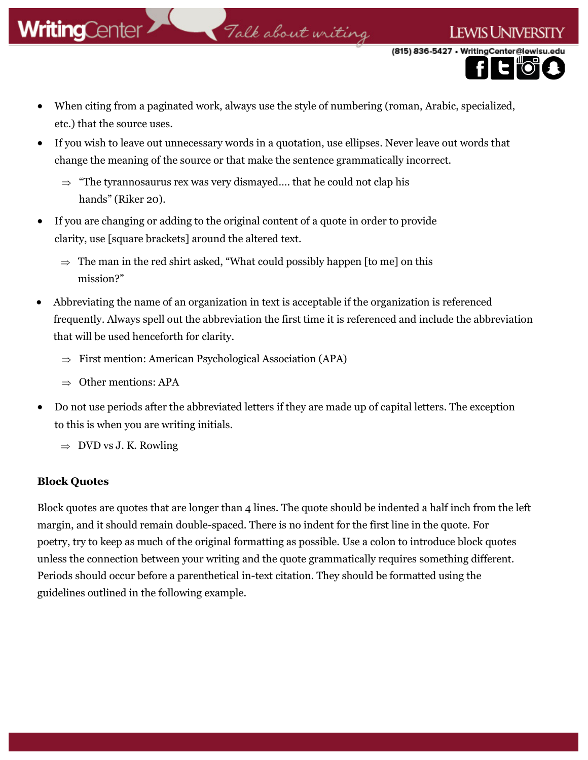- When citing from a paginated work, always use the style of numbering (roman, Arabic, specialized, etc.) that the source uses.
- If you wish to leave out unnecessary words in a quotation, use ellipses. Never leave out words that change the meaning of the source or that make the sentence grammatically incorrect.
  - ⇒ "The tyrannosaurus rex was very dismayed…. that he could not clap his hands" (Riker 20).
- If you are changing or adding to the original content of a quote in order to provide clarity, use [square brackets] around the altered text.
  - ⇒ The man in the red shirt asked, "What could possibly happen [to me] on this mission?"
- Abbreviating the name of an organization in text is acceptable if the organization is referenced frequently. Always spell out the abbreviation the first time it is referenced and include the abbreviation that will be used henceforth for clarity.
  - ⇒ First mention: American Psychological Association (APA)
  - ⇒ Other mentions: APA
- Do not use periods after the abbreviated letters if they are made up of capital letters. The exception to this is when you are writing initials.
  - ⇒ DVD vs J. K. Rowling

**Block Quotes**

Block quotes are quotes that are longer than 4 lines. The quote should be indented a half inch from the left margin, and it should remain double-spaced. There is no indent for the first line in the quote. For poetry, try to keep as much of the original formatting as possible. Use a colon to introduce block quotes unless the connection between your writing and the quote grammatically requires something different. Periods should occur before a parenthetical in-text citation. They should be formatted using the guidelines outlined in the following example.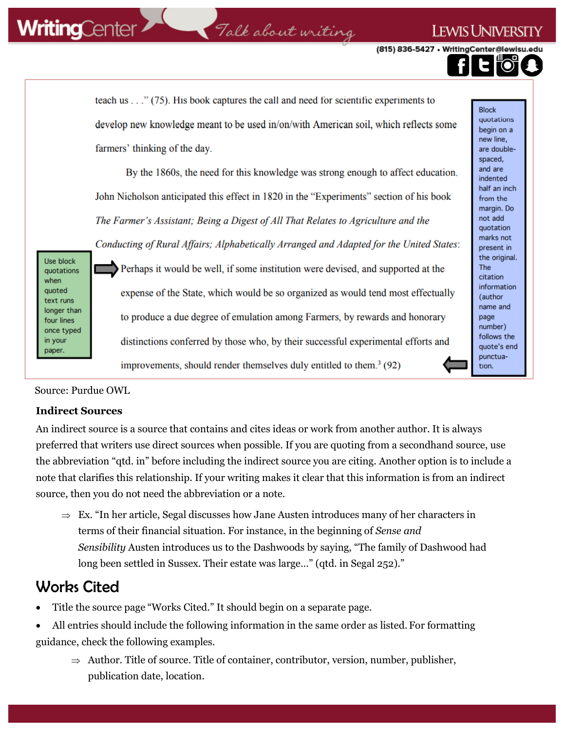teach us . . ." (75). His book captures the call and need for scientific experiments to develop new knowledge meant to be used in/on/with American soil, which reflects some farmers' thinking of the day.

By the 1860s, the need for this knowledge was strong enough to affect education. John Nicholson anticipated this effect in 1820 in the "Experiments" section of his book *The Farmer's Assistant; Being a Digest of All That Relates to Agriculture and the Conducting of Rural Affairs; Alphabetically Arranged and Adapted for the United States*:

> Perhaps it would be well, if some institution were devised, and supported at the expense of the State, which would be so organized as would tend most effectually to produce a due degree of emulation among Farmers, by rewards and honorary distinctions conferred by those who, by their successful experimental efforts and improvements, should render themselves duly entitled to them.[3] (92)

Use block quotations when quoted text runs longer than four lines once typed in your paper.

Block quotations begin on a new line, are double-spaced, and are indented half an inch from the margin. Do not add quotation marks not present in the original. The citation information (author name and page number) follows the quote's end punctuation.

Source: Purdue OWL

**Indirect Sources**

An indirect source is a source that contains and cites ideas or work from another author. It is always preferred that writers use direct sources when possible. If you are quoting from a secondhand source, use the abbreviation "qtd. in" before including the indirect source you are citing. Another option is to include a note that clarifies this relationship. If your writing makes it clear that this information is from an indirect source, then you do not need the abbreviation or a note.

⇒ Ex. "In her article, Segal discusses how Jane Austen introduces many of her characters in terms of their financial situation. For instance, in the beginning of *Sense and Sensibility* Austen introduces us to the Dashwoods by saying, "The family of Dashwood had long been settled in Sussex. Their estate was large…" (qtd. in Segal 252)."

## Works Cited

- Title the source page "Works Cited." It should begin on a separate page.
- All entries should include the following information in the same order as listed. For formatting guidance, check the following examples.

  ⇒ Author. Title of source. Title of container, contributor, version, number, publisher, publication date, location.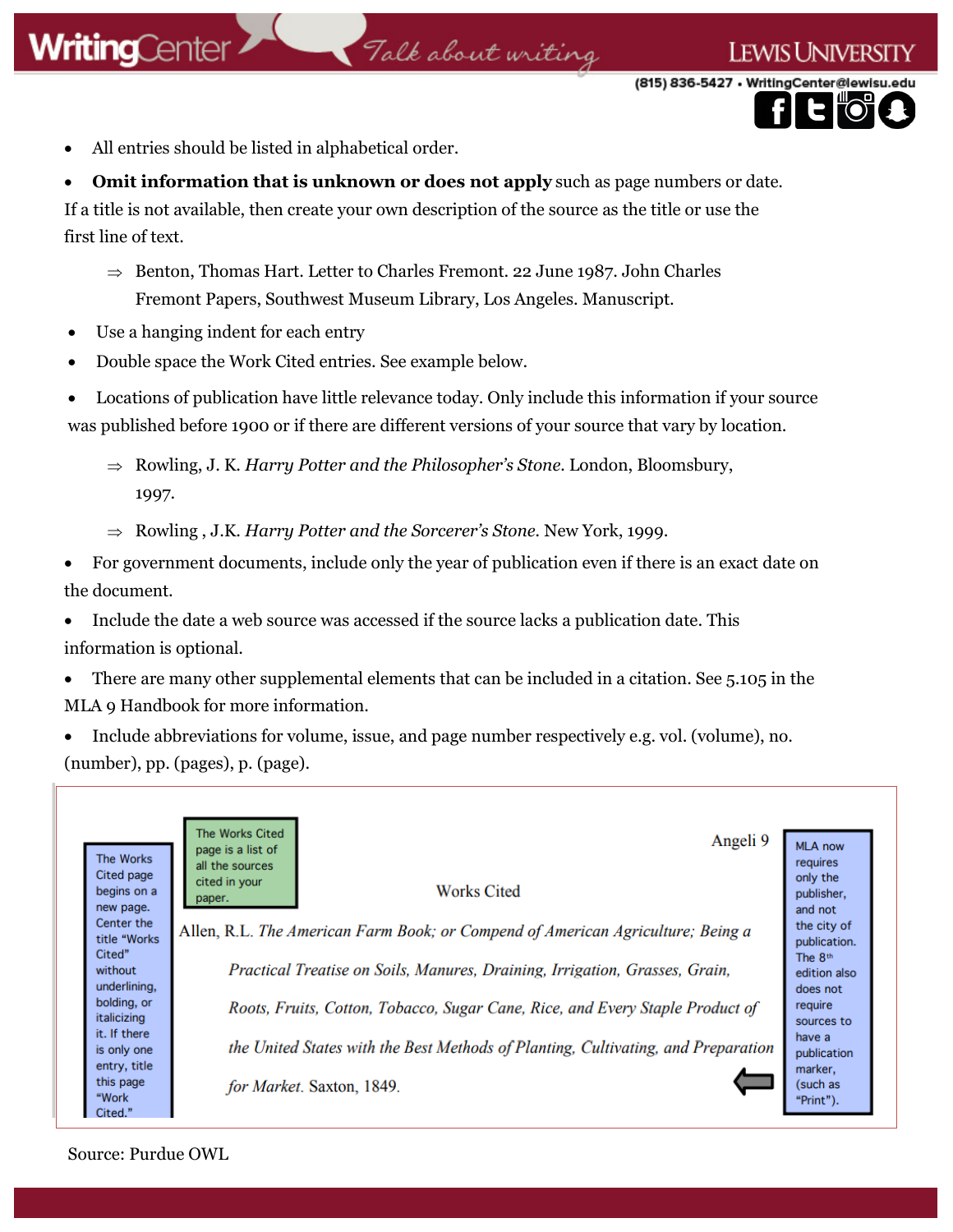- All entries should be listed in alphabetical order.
- **Omit information that is unknown or does not apply** such as page numbers or date.

If a title is not available, then create your own description of the source as the title or use the first line of text.

⇒ Benton, Thomas Hart. Letter to Charles Fremont. 22 June 1987. John Charles Fremont Papers, Southwest Museum Library, Los Angeles. Manuscript.

- Use a hanging indent for each entry
- Double space the Work Cited entries. See example below.
- Locations of publication have little relevance today. Only include this information if your source was published before 1900 or if there are different versions of your source that vary by location.

⇒ Rowling, J. K. *Harry Potter and the Philosopher's Stone*. London, Bloomsbury, 1997.

⇒ Rowling , J.K. *Harry Potter and the Sorcerer's Stone*. New York, 1999.

- For government documents, include only the year of publication even if there is an exact date on the document.
- Include the date a web source was accessed if the source lacks a publication date. This information is optional.
- There are many other supplemental elements that can be included in a citation. See 5.105 in the MLA 9 Handbook for more information.
- Include abbreviations for volume, issue, and page number respectively e.g. vol. (volume), no. (number), pp. (pages), p. (page).

The Works Cited page begins on a new page. Center the title "Works Cited" without underlining, bolding, or italicizing it. If there is only one entry, title this page "Work Cited."

The Works Cited page is a list of all the sources cited in your paper.

Angeli 9

Works Cited

Allen, R.L. *The American Farm Book; or Compend of American Agriculture; Being a Practical Treatise on Soils, Manures, Draining, Irrigation, Grasses, Grain, Roots, Fruits, Cotton, Tobacco, Sugar Cane, Rice, and Every Staple Product of the United States with the Best Methods of Planting, Cultivating, and Preparation for Market*. Saxton, 1849.

MLA now requires only the publisher, and not the city of publication. The 8th edition also does not require sources to have a publication marker, (such as "Print").

Source: Purdue OWL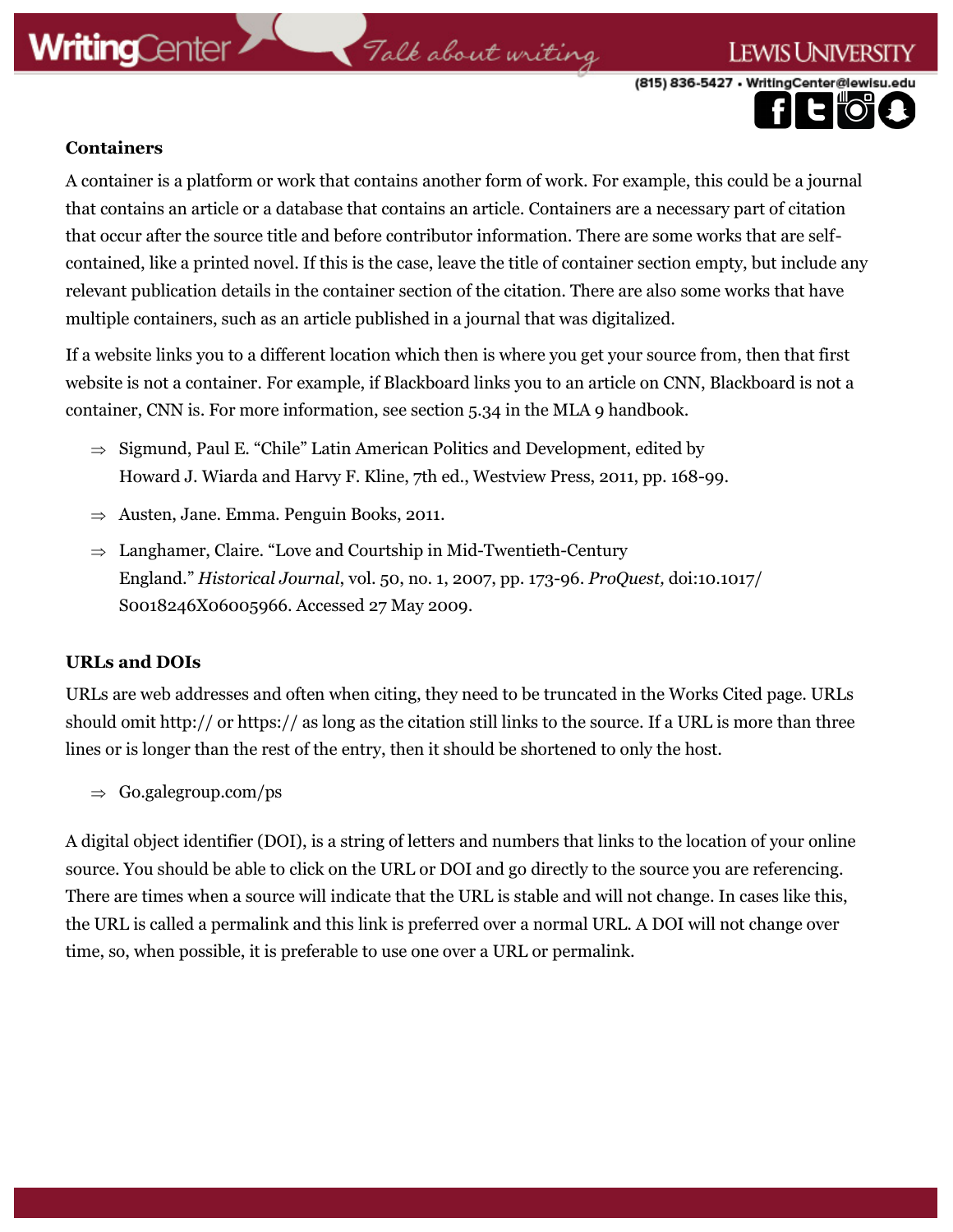**Containers**

A container is a platform or work that contains another form of work. For example, this could be a journal that contains an article or a database that contains an article. Containers are a necessary part of citation that occur after the source title and before contributor information. There are some works that are self-contained, like a printed novel. If this is the case, leave the title of container section empty, but include any relevant publication details in the container section of the citation. There are also some works that have multiple containers, such as an article published in a journal that was digitalized.

If a website links you to a different location which then is where you get your source from, then that first website is not a container. For example, if Blackboard links you to an article on CNN, Blackboard is not a container, CNN is. For more information, see section 5.34 in the MLA 9 handbook.

- ⇒ Sigmund, Paul E. “Chile” Latin American Politics and Development, edited by Howard J. Wiarda and Harvy F. Kline, 7th ed., Westview Press, 2011, pp. 168-99.
- ⇒ Austen, Jane. Emma. Penguin Books, 2011.
- ⇒ Langhamer, Claire. “Love and Courtship in Mid-Twentieth-Century England.” *Historical Journal*, vol. 50, no. 1, 2007, pp. 173-96. *ProQuest,* doi:10.1017/S0018246X06005966. Accessed 27 May 2009.

**URLs and DOIs**

URLs are web addresses and often when citing, they need to be truncated in the Works Cited page. URLs should omit http:// or https:// as long as the citation still links to the source. If a URL is more than three lines or is longer than the rest of the entry, then it should be shortened to only the host.

- ⇒ Go.galegroup.com/ps

A digital object identifier (DOI), is a string of letters and numbers that links to the location of your online source. You should be able to click on the URL or DOI and go directly to the source you are referencing. There are times when a source will indicate that the URL is stable and will not change. In cases like this, the URL is called a permalink and this link is preferred over a normal URL. A DOI will not change over time, so, when possible, it is preferable to use one over a URL or permalink.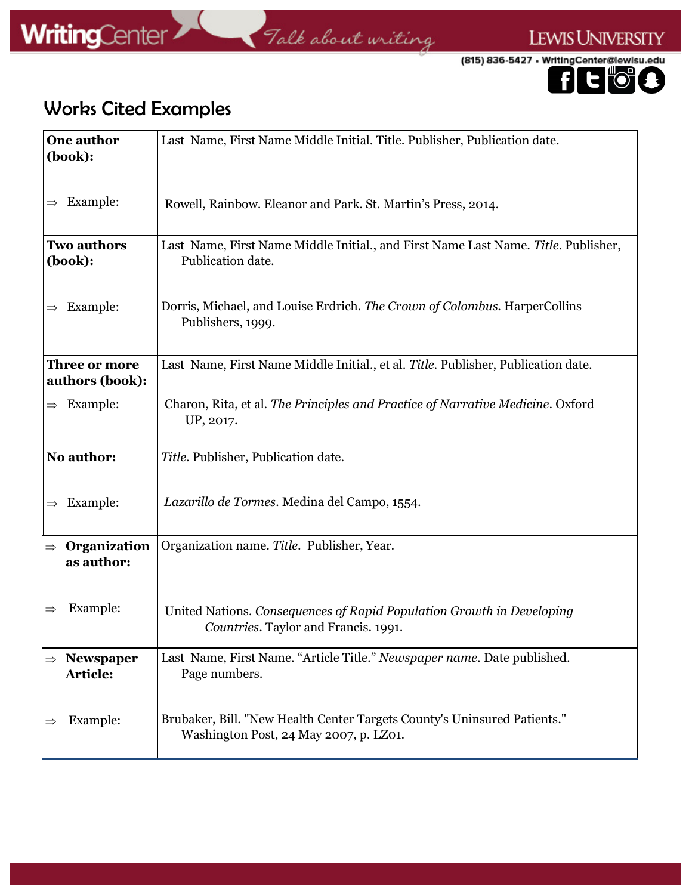# Works Cited Examples

| | |
|---|---|
| **One author (book):** | Last Name, First Name Middle Initial. Title. Publisher, Publication date. |
| ⇒ Example: | Rowell, Rainbow. Eleanor and Park. St. Martin's Press, 2014. |
| **Two authors (book):** | Last Name, First Name Middle Initial., and First Name Last Name. *Title*. Publisher, Publication date. |
| ⇒ Example: | Dorris, Michael, and Louise Erdrich. *The Crown of Colombus*. HarperCollins Publishers, 1999. |
| **Three or more authors (book):** | Last Name, First Name Middle Initial., et al. *Title*. Publisher, Publication date. |
| ⇒ Example: | Charon, Rita, et al. *The Principles and Practice of Narrative Medicine*. Oxford UP, 2017. |
| **No author:** | *Title*. Publisher, Publication date. |
| ⇒ Example: | *Lazarillo de Tormes*. Medina del Campo, 1554. |
| ⇒ **Organization as author:** | Organization name. *Title*. Publisher, Year. |
| ⇒ Example: | United Nations. *Consequences of Rapid Population Growth in Developing Countries*. Taylor and Francis. 1991. |
| ⇒ **Newspaper Article:** | Last Name, First Name. "Article Title." *Newspaper name*. Date published. Page numbers. |
| ⇒ Example: | Brubaker, Bill. "New Health Center Targets County's Uninsured Patients." Washington Post, 24 May 2007, p. LZ01. |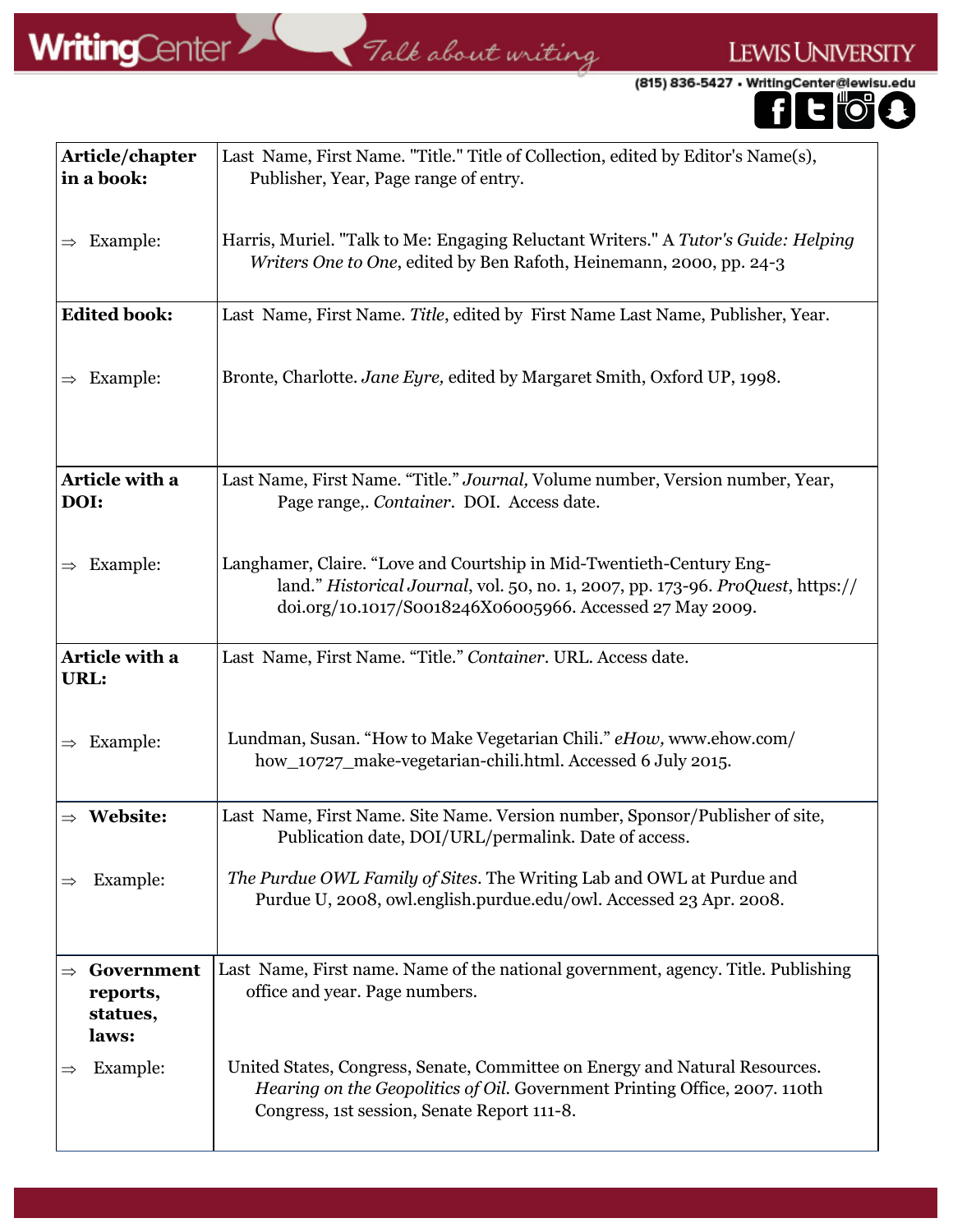| | |
|---|---|
| **Article/chapter in a book:** | Last Name, First Name. "Title." Title of Collection, edited by Editor's Name(s), Publisher, Year, Page range of entry. |
| ⇒ Example: | Harris, Muriel. "Talk to Me: Engaging Reluctant Writers." A *Tutor's Guide: Helping Writers One to One*, edited by Ben Rafoth, Heinemann, 2000, pp. 24-3 |
| **Edited book:** | Last Name, First Name. *Title*, edited by First Name Last Name, Publisher, Year. |
| ⇒ Example: | Bronte, Charlotte. *Jane Eyre,* edited by Margaret Smith, Oxford UP, 1998. |
| **Article with a DOI:** | Last Name, First Name. "Title." *Journal,* Volume number, Version number, Year, Page range,. *Container*. DOI. Access date. |
| ⇒ Example: | Langhamer, Claire. "Love and Courtship in Mid-Twentieth-Century England." *Historical Journal*, vol. 50, no. 1, 2007, pp. 173-96. *ProQuest*, https://doi.org/10.1017/S0018246X06005966. Accessed 27 May 2009. |
| **Article with a URL:** | Last Name, First Name. "Title." *Container*. URL. Access date. |
| ⇒ Example: | Lundman, Susan. "How to Make Vegetarian Chili." *eHow,* www.ehow.com/how_10727_make-vegetarian-chili.html. Accessed 6 July 2015. |
| ⇒ **Website:** | Last Name, First Name. Site Name. Version number, Sponsor/Publisher of site, Publication date, DOI/URL/permalink. Date of access. |
| ⇒ Example: | *The Purdue OWL Family of Sites*. The Writing Lab and OWL at Purdue and Purdue U, 2008, owl.english.purdue.edu/owl. Accessed 23 Apr. 2008. |
| ⇒ **Government reports, statues, laws:** | Last Name, First name. Name of the national government, agency. Title. Publishing office and year. Page numbers. |
| ⇒ Example: | United States, Congress, Senate, Committee on Energy and Natural Resources. *Hearing on the Geopolitics of Oil.* Government Printing Office, 2007. 110th Congress, 1st session, Senate Report 111-8. |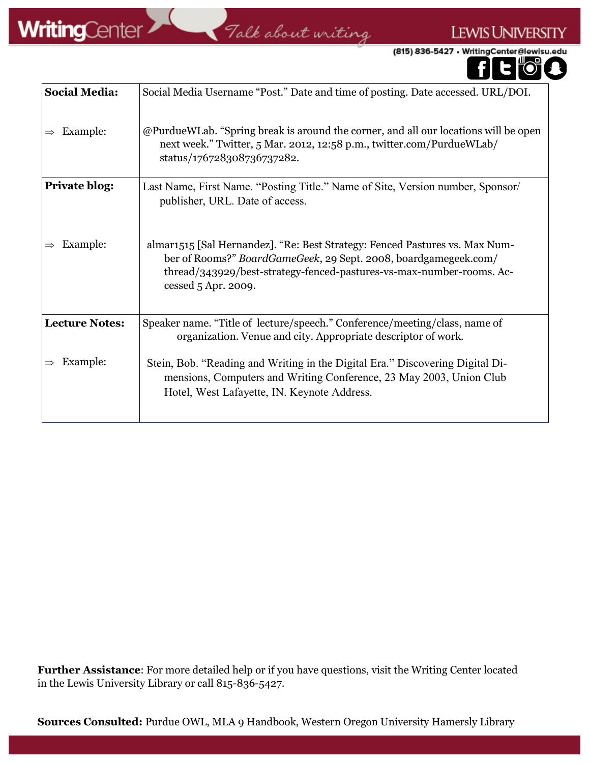| | |
|---|---|
| **Social Media:** | Social Media Username "Post." Date and time of posting. Date accessed. URL/DOI. |
| ⇒ Example: | @PurdueWLab. "Spring break is around the corner, and all our locations will be open next week." Twitter, 5 Mar. 2012, 12:58 p.m., twitter.com/PurdueWLab/status/176728308736737282. |
| **Private blog:** | Last Name, First Name. "Posting Title." Name of Site, Version number, Sponsor/publisher, URL. Date of access. |
| ⇒ Example: | almar1515 [Sal Hernandez]. "Re: Best Strategy: Fenced Pastures vs. Max Number of Rooms?" *BoardGameGeek*, 29 Sept. 2008, boardgamegeek.com/thread/343929/best-strategy-fenced-pastures-vs-max-number-rooms. Accessed 5 Apr. 2009. |
| **Lecture Notes:** | Speaker name. "Title of lecture/speech." Conference/meeting/class, name of organization. Venue and city. Appropriate descriptor of work. |
| ⇒ Example: | Stein, Bob. "Reading and Writing in the Digital Era." Discovering Digital Dimensions, Computers and Writing Conference, 23 May 2003, Union Club Hotel, West Lafayette, IN. Keynote Address. |

**Further Assistance**: For more detailed help or if you have questions, visit the Writing Center located in the Lewis University Library or call 815-836-5427.

**Sources Consulted:** Purdue OWL, MLA 9 Handbook, Western Oregon University Hamersly Library